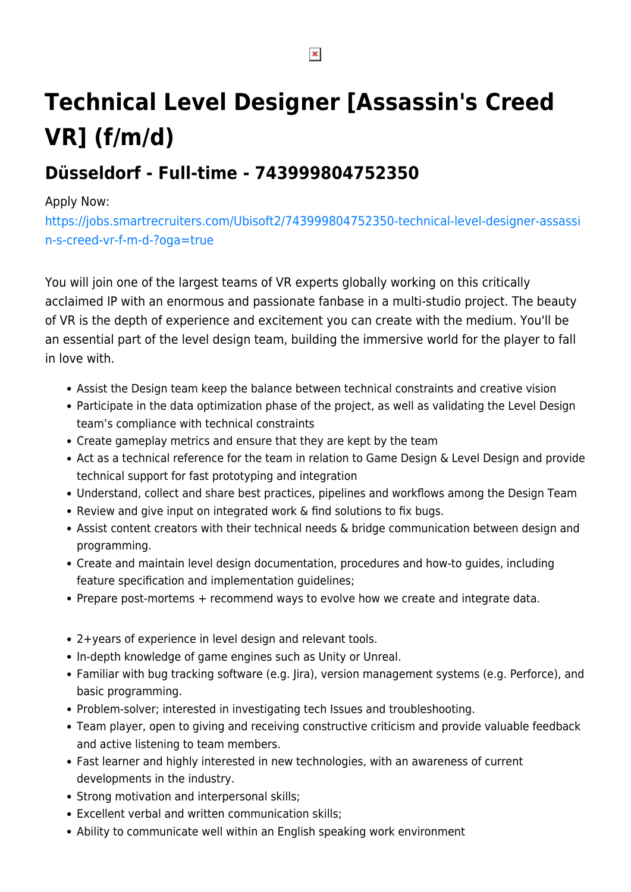# Technical Level Designer [Assassin's Creed VR] (f/m/d)

## Düsseldorf - Full-time - 743999804752350

Apply Now:
https://jobs.smartrecruiters.com/Ubisoft2/743999804752350-technical-level-designer-assassin-s-creed-vr-f-m-d-?oga=true

You will join one of the largest teams of VR experts globally working on this critically acclaimed IP with an enormous and passionate fanbase in a multi-studio project. The beauty of VR is the depth of experience and excitement you can create with the medium. You'll be an essential part of the level design team, building the immersive world for the player to fall in love with.

- Assist the Design team keep the balance between technical constraints and creative vision
- Participate in the data optimization phase of the project, as well as validating the Level Design team's compliance with technical constraints
- Create gameplay metrics and ensure that they are kept by the team
- Act as a technical reference for the team in relation to Game Design & Level Design and provide technical support for fast prototyping and integration
- Understand, collect and share best practices, pipelines and workflows among the Design Team
- Review and give input on integrated work & find solutions to fix bugs.
- Assist content creators with their technical needs & bridge communication between design and programming.
- Create and maintain level design documentation, procedures and how-to guides, including feature specification and implementation guidelines;
- Prepare post-mortems + recommend ways to evolve how we create and integrate data.

- 2+years of experience in level design and relevant tools.
- In-depth knowledge of game engines such as Unity or Unreal.
- Familiar with bug tracking software (e.g. Jira), version management systems (e.g. Perforce), and basic programming.
- Problem-solver; interested in investigating tech Issues and troubleshooting.
- Team player, open to giving and receiving constructive criticism and provide valuable feedback and active listening to team members.
- Fast learner and highly interested in new technologies, with an awareness of current developments in the industry.
- Strong motivation and interpersonal skills;
- Excellent verbal and written communication skills;
- Ability to communicate well within an English speaking work environment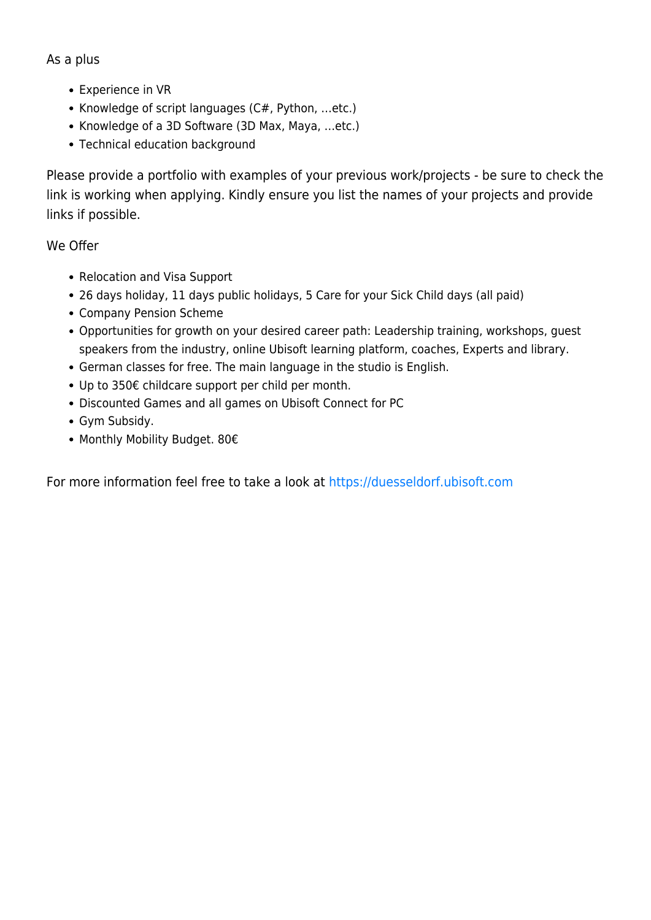As a plus

- Experience in VR
- Knowledge of script languages (C#, Python, ...etc.)
- Knowledge of a 3D Software (3D Max, Maya, ...etc.)
- Technical education background

Please provide a portfolio with examples of your previous work/projects - be sure to check the link is working when applying. Kindly ensure you list the names of your projects and provide links if possible.

We Offer

- Relocation and Visa Support
- 26 days holiday, 11 days public holidays, 5 Care for your Sick Child days (all paid)
- Company Pension Scheme
- Opportunities for growth on your desired career path: Leadership training, workshops, guest speakers from the industry, online Ubisoft learning platform, coaches, Experts and library.
- German classes for free. The main language in the studio is English.
- Up to 350€ childcare support per child per month.
- Discounted Games and all games on Ubisoft Connect for PC
- Gym Subsidy.
- Monthly Mobility Budget. 80€

For more information feel free to take a look at [https://duesseldorf.ubisoft.com](https://duesseldorf.ubisoft.com)